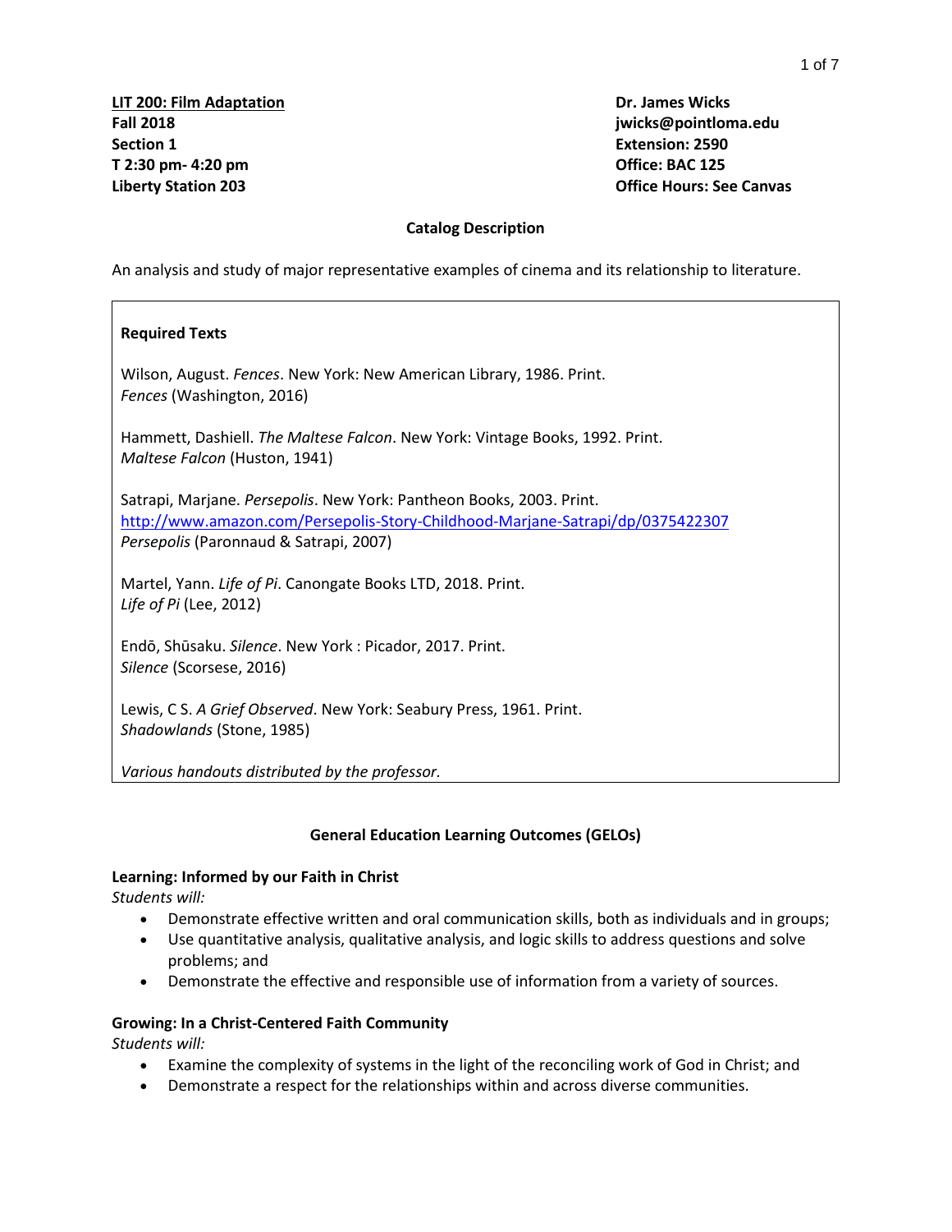**LIT 200: Film Adaptation**
**Fall 2018**
**Section 1**
**T 2:30 pm- 4:20 pm**
**Liberty Station 203**

**Dr. James Wicks**
**jwicks@pointloma.edu**
**Extension: 2590**
**Office: BAC 125**
**Office Hours: See Canvas**

## Catalog Description

An analysis and study of major representative examples of cinema and its relationship to literature.

### Required Texts

Wilson, August. *Fences*. New York: New American Library, 1986. Print.
*Fences* (Washington, 2016)

Hammett, Dashiell. *The Maltese Falcon*. New York: Vintage Books, 1992. Print.
*Maltese Falcon* (Huston, 1941)

Satrapi, Marjane. *Persepolis*. New York: Pantheon Books, 2003. Print.
http://www.amazon.com/Persepolis-Story-Childhood-Marjane-Satrapi/dp/0375422307
*Persepolis* (Paronnaud & Satrapi, 2007)

Martel, Yann. *Life of Pi*. Canongate Books LTD, 2018. Print.
*Life of Pi* (Lee, 2012)

Endō, Shūsaku. *Silence*. New York : Picador, 2017. Print.
*Silence* (Scorsese, 2016)

Lewis, C S. *A Grief Observed*. New York: Seabury Press, 1961. Print.
*Shadowlands* (Stone, 1985)

*Various handouts distributed by the professor.*

## General Education Learning Outcomes (GELOs)

### Learning: Informed by our Faith in Christ

*Students will:*

- Demonstrate effective written and oral communication skills, both as individuals and in groups;
- Use quantitative analysis, qualitative analysis, and logic skills to address questions and solve problems; and
- Demonstrate the effective and responsible use of information from a variety of sources.

### Growing: In a Christ-Centered Faith Community

*Students will:*

- Examine the complexity of systems in the light of the reconciling work of God in Christ; and
- Demonstrate a respect for the relationships within and across diverse communities.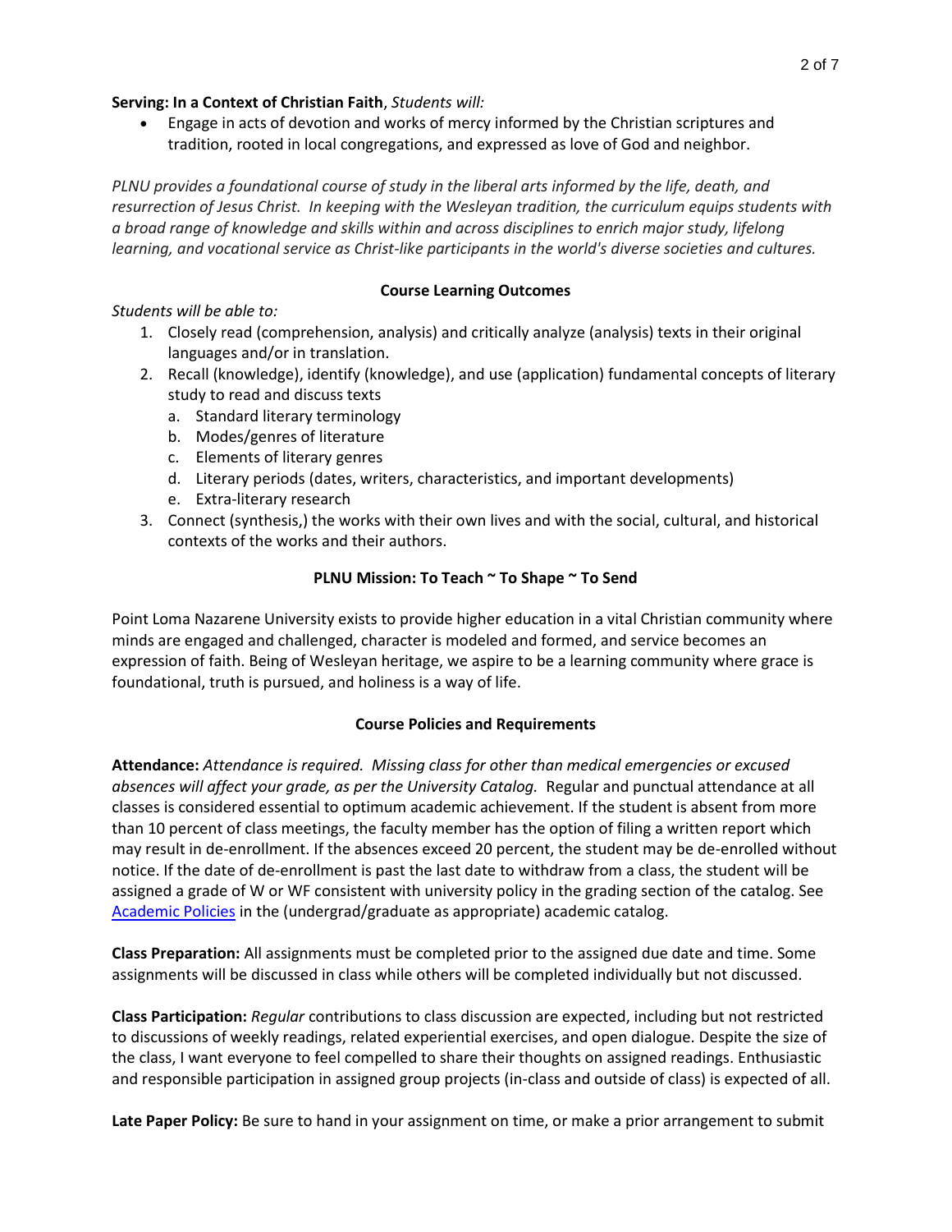**Serving: In a Context of Christian Faith**, *Students will:*

- Engage in acts of devotion and works of mercy informed by the Christian scriptures and tradition, rooted in local congregations, and expressed as love of God and neighbor.

*PLNU provides a foundational course of study in the liberal arts informed by the life, death, and resurrection of Jesus Christ. In keeping with the Wesleyan tradition, the curriculum equips students with a broad range of knowledge and skills within and across disciplines to enrich major study, lifelong learning, and vocational service as Christ-like participants in the world's diverse societies and cultures.*

## Course Learning Outcomes

*Students will be able to:*

1. Closely read (comprehension, analysis) and critically analyze (analysis) texts in their original languages and/or in translation.
2. Recall (knowledge), identify (knowledge), and use (application) fundamental concepts of literary study to read and discuss texts
   a. Standard literary terminology
   b. Modes/genres of literature
   c. Elements of literary genres
   d. Literary periods (dates, writers, characteristics, and important developments)
   e. Extra-literary research
3. Connect (synthesis,) the works with their own lives and with the social, cultural, and historical contexts of the works and their authors.

## PLNU Mission: To Teach ~ To Shape ~ To Send

Point Loma Nazarene University exists to provide higher education in a vital Christian community where minds are engaged and challenged, character is modeled and formed, and service becomes an expression of faith. Being of Wesleyan heritage, we aspire to be a learning community where grace is foundational, truth is pursued, and holiness is a way of life.

## Course Policies and Requirements

**Attendance:** *Attendance is required. Missing class for other than medical emergencies or excused absences will affect your grade, as per the University Catalog.* Regular and punctual attendance at all classes is considered essential to optimum academic achievement. If the student is absent from more than 10 percent of class meetings, the faculty member has the option of filing a written report which may result in de-enrollment. If the absences exceed 20 percent, the student may be de-enrolled without notice. If the date of de-enrollment is past the last date to withdraw from a class, the student will be assigned a grade of W or WF consistent with university policy in the grading section of the catalog. See Academic Policies in the (undergrad/graduate as appropriate) academic catalog.

**Class Preparation:** All assignments must be completed prior to the assigned due date and time. Some assignments will be discussed in class while others will be completed individually but not discussed.

**Class Participation:** *Regular* contributions to class discussion are expected, including but not restricted to discussions of weekly readings, related experiential exercises, and open dialogue. Despite the size of the class, I want everyone to feel compelled to share their thoughts on assigned readings. Enthusiastic and responsible participation in assigned group projects (in-class and outside of class) is expected of all.

**Late Paper Policy:** Be sure to hand in your assignment on time, or make a prior arrangement to submit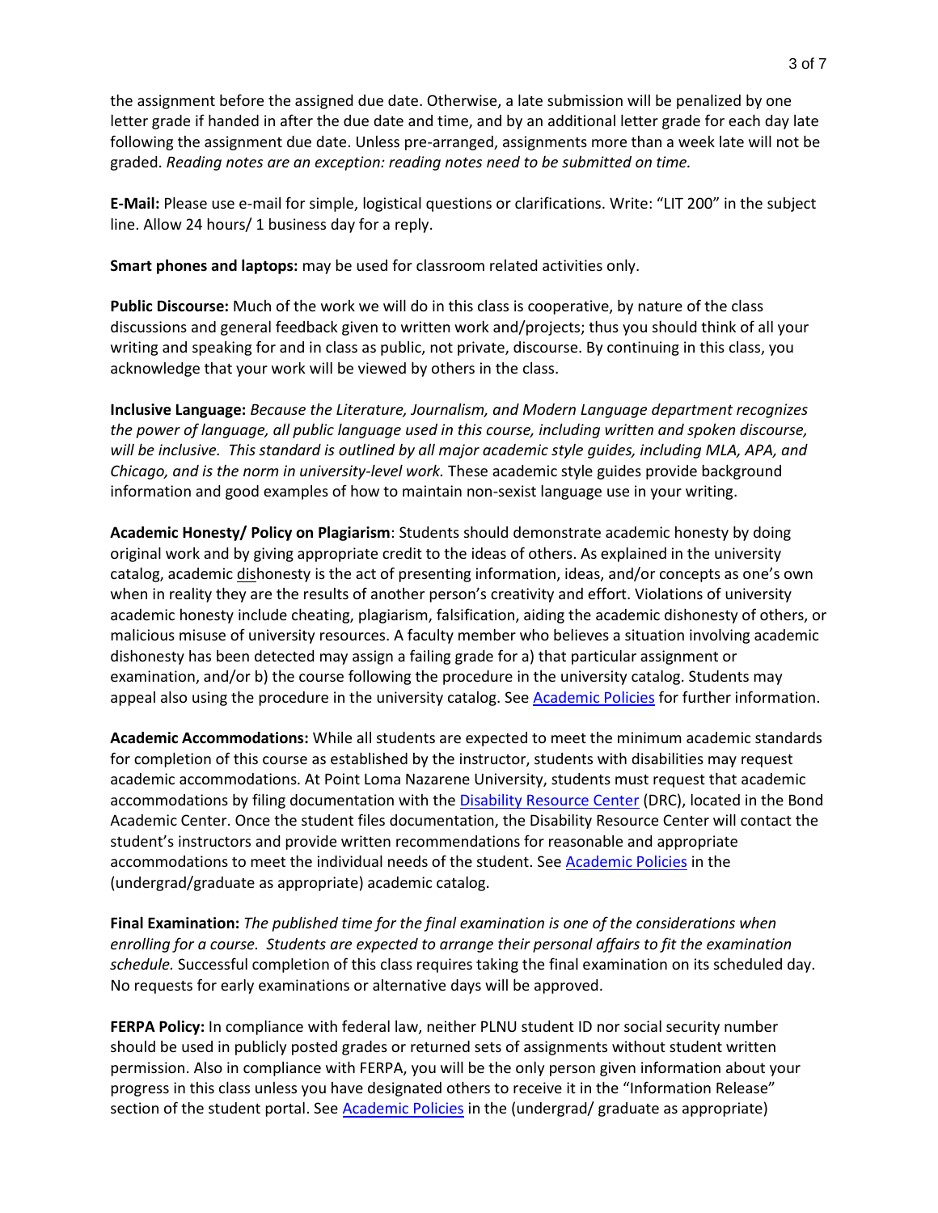the assignment before the assigned due date. Otherwise, a late submission will be penalized by one letter grade if handed in after the due date and time, and by an additional letter grade for each day late following the assignment due date. Unless pre-arranged, assignments more than a week late will not be graded. *Reading notes are an exception: reading notes need to be submitted on time.*

**E-Mail:** Please use e-mail for simple, logistical questions or clarifications. Write: "LIT 200" in the subject line. Allow 24 hours/ 1 business day for a reply.

**Smart phones and laptops:** may be used for classroom related activities only.

**Public Discourse:** Much of the work we will do in this class is cooperative, by nature of the class discussions and general feedback given to written work and/projects; thus you should think of all your writing and speaking for and in class as public, not private, discourse. By continuing in this class, you acknowledge that your work will be viewed by others in the class.

**Inclusive Language:** *Because the Literature, Journalism, and Modern Language department recognizes the power of language, all public language used in this course, including written and spoken discourse, will be inclusive. This standard is outlined by all major academic style guides, including MLA, APA, and Chicago, and is the norm in university-level work.* These academic style guides provide background information and good examples of how to maintain non-sexist language use in your writing.

**Academic Honesty/ Policy on Plagiarism**: Students should demonstrate academic honesty by doing original work and by giving appropriate credit to the ideas of others. As explained in the university catalog, academic <u>dis</u>honesty is the act of presenting information, ideas, and/or concepts as one's own when in reality they are the results of another person's creativity and effort. Violations of university academic honesty include cheating, plagiarism, falsification, aiding the academic dishonesty of others, or malicious misuse of university resources. A faculty member who believes a situation involving academic dishonesty has been detected may assign a failing grade for a) that particular assignment or examination, and/or b) the course following the procedure in the university catalog. Students may appeal also using the procedure in the university catalog. See Academic Policies for further information.

**Academic Accommodations:** While all students are expected to meet the minimum academic standards for completion of this course as established by the instructor, students with disabilities may request academic accommodations. At Point Loma Nazarene University, students must request that academic accommodations by filing documentation with the Disability Resource Center (DRC), located in the Bond Academic Center. Once the student files documentation, the Disability Resource Center will contact the student's instructors and provide written recommendations for reasonable and appropriate accommodations to meet the individual needs of the student. See Academic Policies in the (undergrad/graduate as appropriate) academic catalog.

**Final Examination:** *The published time for the final examination is one of the considerations when enrolling for a course. Students are expected to arrange their personal affairs to fit the examination schedule.* Successful completion of this class requires taking the final examination on its scheduled day. No requests for early examinations or alternative days will be approved.

**FERPA Policy:** In compliance with federal law, neither PLNU student ID nor social security number should be used in publicly posted grades or returned sets of assignments without student written permission. Also in compliance with FERPA, you will be the only person given information about your progress in this class unless you have designated others to receive it in the "Information Release" section of the student portal. See Academic Policies in the (undergrad/ graduate as appropriate)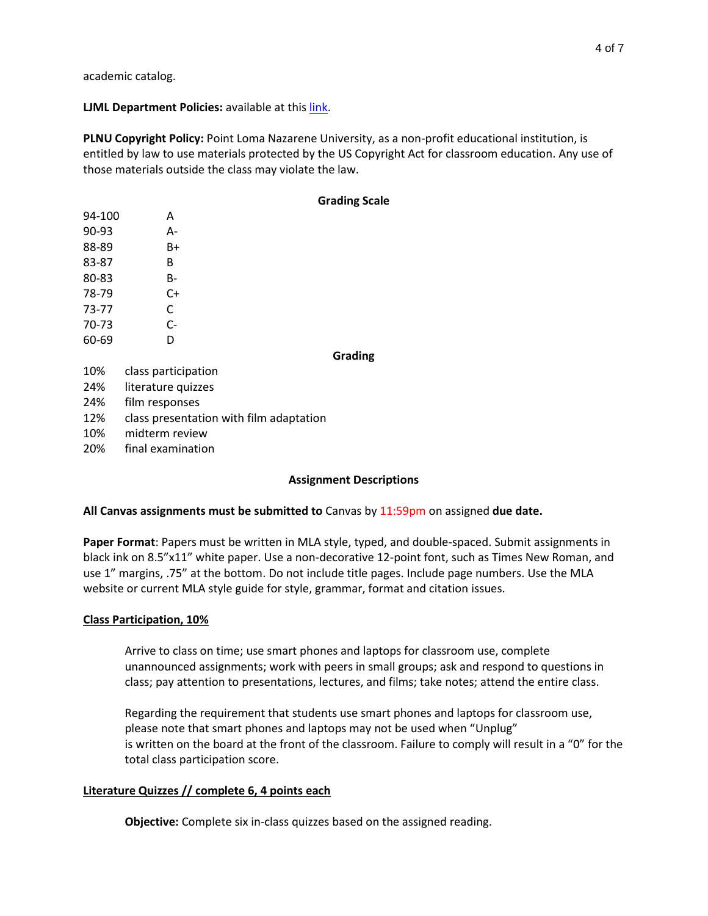academic catalog.

**LJML Department Policies:** available at this link.

**PLNU Copyright Policy:** Point Loma Nazarene University, as a non-profit educational institution, is entitled by law to use materials protected by the US Copyright Act for classroom education. Any use of those materials outside the class may violate the law.

**Grading Scale**

| | |
|---|---|
| 94-100 | A |
| 90-93 | A- |
| 88-89 | B+ |
| 83-87 | B |
| 80-83 | B- |
| 78-79 | C+ |
| 73-77 | C |
| 70-73 | C- |
| 60-69 | D |

**Grading**

| | |
|---|---|
| 10% | class participation |
| 24% | literature quizzes |
| 24% | film responses |
| 12% | class presentation with film adaptation |
| 10% | midterm review |
| 20% | final examination |

**Assignment Descriptions**

**All Canvas assignments must be submitted to** Canvas by 11:59pm on assigned **due date.**

**Paper Format**: Papers must be written in MLA style, typed, and double-spaced. Submit assignments in black ink on 8.5"x11" white paper. Use a non-decorative 12-point font, such as Times New Roman, and use 1" margins, .75" at the bottom. Do not include title pages. Include page numbers. Use the MLA website or current MLA style guide for style, grammar, format and citation issues.

**Class Participation, 10%**

Arrive to class on time; use smart phones and laptops for classroom use, complete unannounced assignments; work with peers in small groups; ask and respond to questions in class; pay attention to presentations, lectures, and films; take notes; attend the entire class.

Regarding the requirement that students use smart phones and laptops for classroom use, please note that smart phones and laptops may not be used when "Unplug" is written on the board at the front of the classroom. Failure to comply will result in a "0" for the total class participation score.

**Literature Quizzes // complete 6, 4 points each**

**Objective:** Complete six in-class quizzes based on the assigned reading.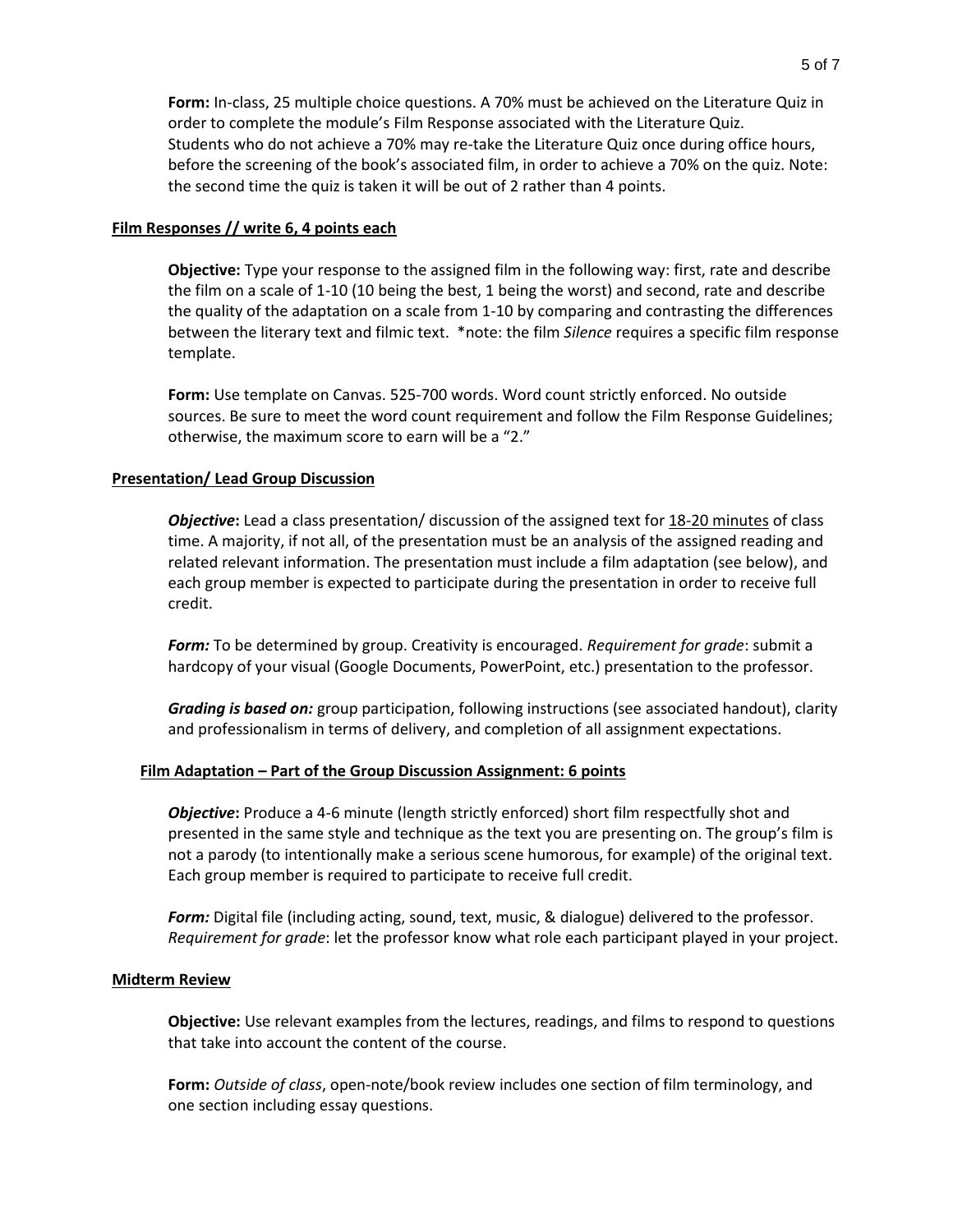**Form:** In-class, 25 multiple choice questions. A 70% must be achieved on the Literature Quiz in order to complete the module's Film Response associated with the Literature Quiz. Students who do not achieve a 70% may re-take the Literature Quiz once during office hours, before the screening of the book's associated film, in order to achieve a 70% on the quiz. Note: the second time the quiz is taken it will be out of 2 rather than 4 points.

**Film Responses // write 6, 4 points each**

**Objective:** Type your response to the assigned film in the following way: first, rate and describe the film on a scale of 1-10 (10 being the best, 1 being the worst) and second, rate and describe the quality of the adaptation on a scale from 1-10 by comparing and contrasting the differences between the literary text and filmic text. *note: the film *Silence* requires a specific film response template.

**Form:** Use template on Canvas. 525-700 words. Word count strictly enforced. No outside sources. Be sure to meet the word count requirement and follow the Film Response Guidelines; otherwise, the maximum score to earn will be a "2."

**Presentation/ Lead Group Discussion**

***Objective*:** Lead a class presentation/ discussion of the assigned text for <u>18-20 minutes</u> of class time. A majority, if not all, of the presentation must be an analysis of the assigned reading and related relevant information. The presentation must include a film adaptation (see below), and each group member is expected to participate during the presentation in order to receive full credit.

***Form:*** To be determined by group. Creativity is encouraged. *Requirement for grade*: submit a hardcopy of your visual (Google Documents, PowerPoint, etc.) presentation to the professor.

***Grading is based on:*** group participation, following instructions (see associated handout), clarity and professionalism in terms of delivery, and completion of all assignment expectations.

**Film Adaptation – Part of the Group Discussion Assignment: 6 points**

***Objective*:** Produce a 4-6 minute (length strictly enforced) short film respectfully shot and presented in the same style and technique as the text you are presenting on. The group's film is not a parody (to intentionally make a serious scene humorous, for example) of the original text. Each group member is required to participate to receive full credit.

***Form:*** Digital file (including acting, sound, text, music, & dialogue) delivered to the professor. *Requirement for grade*: let the professor know what role each participant played in your project.

**Midterm Review**

**Objective:** Use relevant examples from the lectures, readings, and films to respond to questions that take into account the content of the course.

**Form:** *Outside of class*, open-note/book review includes one section of film terminology, and one section including essay questions.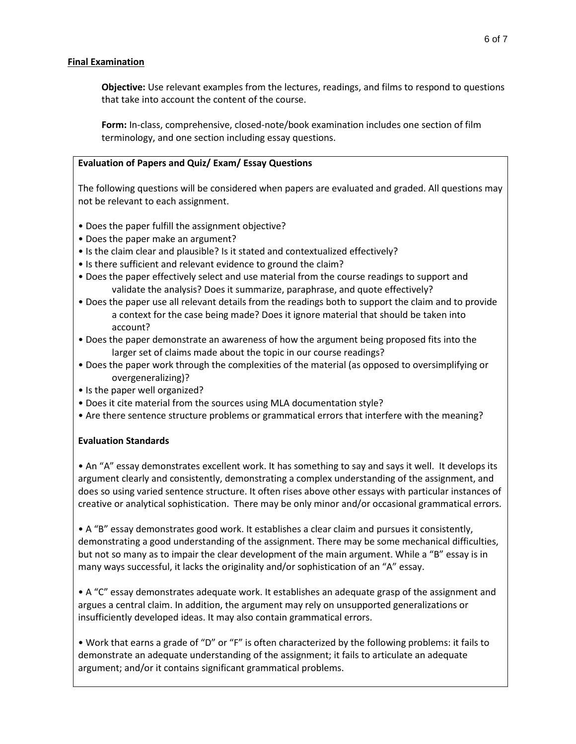## Final Examination

**Objective:** Use relevant examples from the lectures, readings, and films to respond to questions that take into account the content of the course.

**Form:** In-class, comprehensive, closed-note/book examination includes one section of film terminology, and one section including essay questions.

### Evaluation of Papers and Quiz/ Exam/ Essay Questions

The following questions will be considered when papers are evaluated and graded. All questions may not be relevant to each assignment.

- Does the paper fulfill the assignment objective?
- Does the paper make an argument?
- Is the claim clear and plausible? Is it stated and contextualized effectively?
- Is there sufficient and relevant evidence to ground the claim?
- Does the paper effectively select and use material from the course readings to support and validate the analysis? Does it summarize, paraphrase, and quote effectively?
- Does the paper use all relevant details from the readings both to support the claim and to provide a context for the case being made? Does it ignore material that should be taken into account?
- Does the paper demonstrate an awareness of how the argument being proposed fits into the larger set of claims made about the topic in our course readings?
- Does the paper work through the complexities of the material (as opposed to oversimplifying or overgeneralizing)?
- Is the paper well organized?
- Does it cite material from the sources using MLA documentation style?
- Are there sentence structure problems or grammatical errors that interfere with the meaning?

### Evaluation Standards

- An "A" essay demonstrates excellent work. It has something to say and says it well. It develops its argument clearly and consistently, demonstrating a complex understanding of the assignment, and does so using varied sentence structure. It often rises above other essays with particular instances of creative or analytical sophistication. There may be only minor and/or occasional grammatical errors.

- A "B" essay demonstrates good work. It establishes a clear claim and pursues it consistently, demonstrating a good understanding of the assignment. There may be some mechanical difficulties, but not so many as to impair the clear development of the main argument. While a "B" essay is in many ways successful, it lacks the originality and/or sophistication of an "A" essay.

- A "C" essay demonstrates adequate work. It establishes an adequate grasp of the assignment and argues a central claim. In addition, the argument may rely on unsupported generalizations or insufficiently developed ideas. It may also contain grammatical errors.

- Work that earns a grade of "D" or "F" is often characterized by the following problems: it fails to demonstrate an adequate understanding of the assignment; it fails to articulate an adequate argument; and/or it contains significant grammatical problems.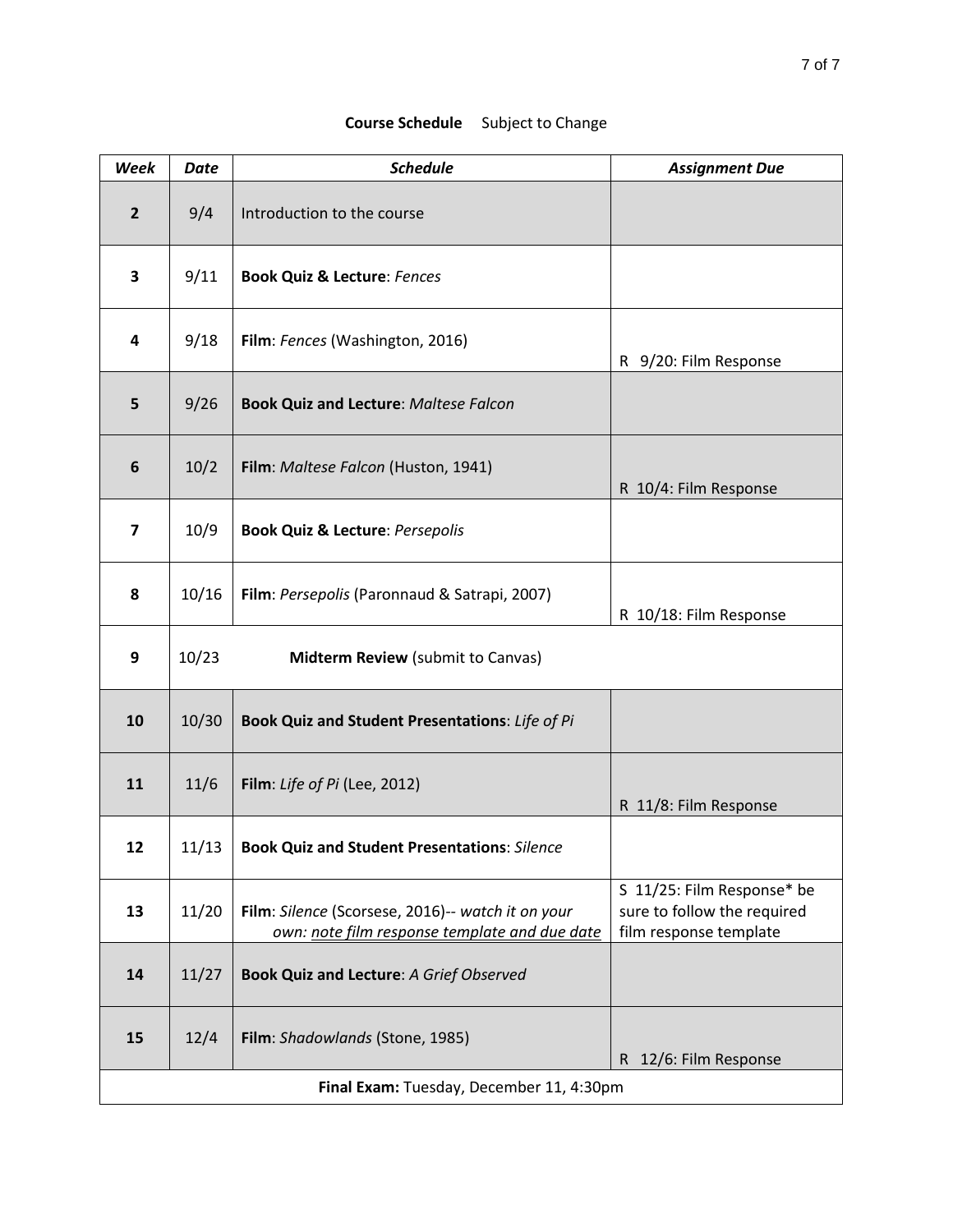**Course Schedule** Subject to Change

| ***Week*** | ***Date*** | ***Schedule*** | ***Assignment Due*** |
| --- | --- | --- | --- |
| **2** | 9/4 | Introduction to the course | |
| **3** | 9/11 | **Book Quiz & Lecture**: *Fences* | |
| **4** | 9/18 | **Film**: *Fences* (Washington, 2016) | R 9/20: Film Response |
| **5** | 9/26 | **Book Quiz and Lecture**: *Maltese Falcon* | |
| **6** | 10/2 | **Film**: *Maltese Falcon* (Huston, 1941) | R 10/4: Film Response |
| **7** | 10/9 | **Book Quiz & Lecture**: *Persepolis* | |
| **8** | 10/16 | **Film**: *Persepolis* (Paronnaud & Satrapi, 2007) | R 10/18: Film Response |
| **9** | 10/23 | **Midterm Review** (submit to Canvas) | |
| **10** | 10/30 | **Book Quiz and Student Presentations**: *Life of Pi* | |
| **11** | 11/6 | **Film**: *Life of Pi* (Lee, 2012) | R 11/8: Film Response |
| **12** | 11/13 | **Book Quiz and Student Presentations**: *Silence* | |
| **13** | 11/20 | **Film**: *Silence* (Scorsese, 2016)-- *watch it on your own: note film response template and due date* | S 11/25: Film Response* be sure to follow the required film response template |
| **14** | 11/27 | **Book Quiz and Lecture**: *A Grief Observed* | |
| **15** | 12/4 | **Film**: *Shadowlands* (Stone, 1985) | R 12/6: Film Response |
| **Final Exam:** Tuesday, December 11, 4:30pm | | | |